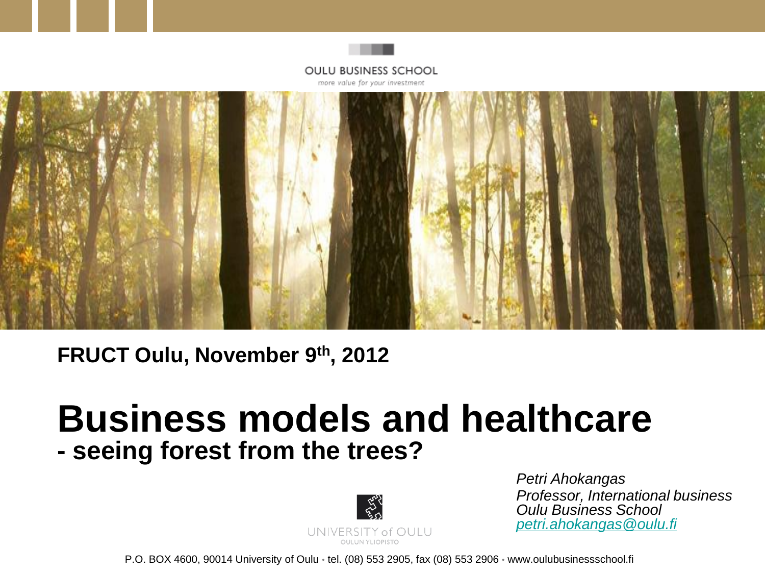OULU BUSINESS SCHOOL

more value for your investment

**FRUCT Oulu, November 9th, 2012**

# Business models and healthcare

## - seeing forest from the trees?

*Petri Ahokangas*
*Professor, International business*
*Oulu Business School*
*petri.ahokangas@oulu.fi*

UNIVERSITY of OULU
OULUN YLIOPISTO

P.O. BOX 4600, 90014 University of Oulu • tel. (08) 553 2905, fax (08) 553 2906 • www.oulubusinessschool.fi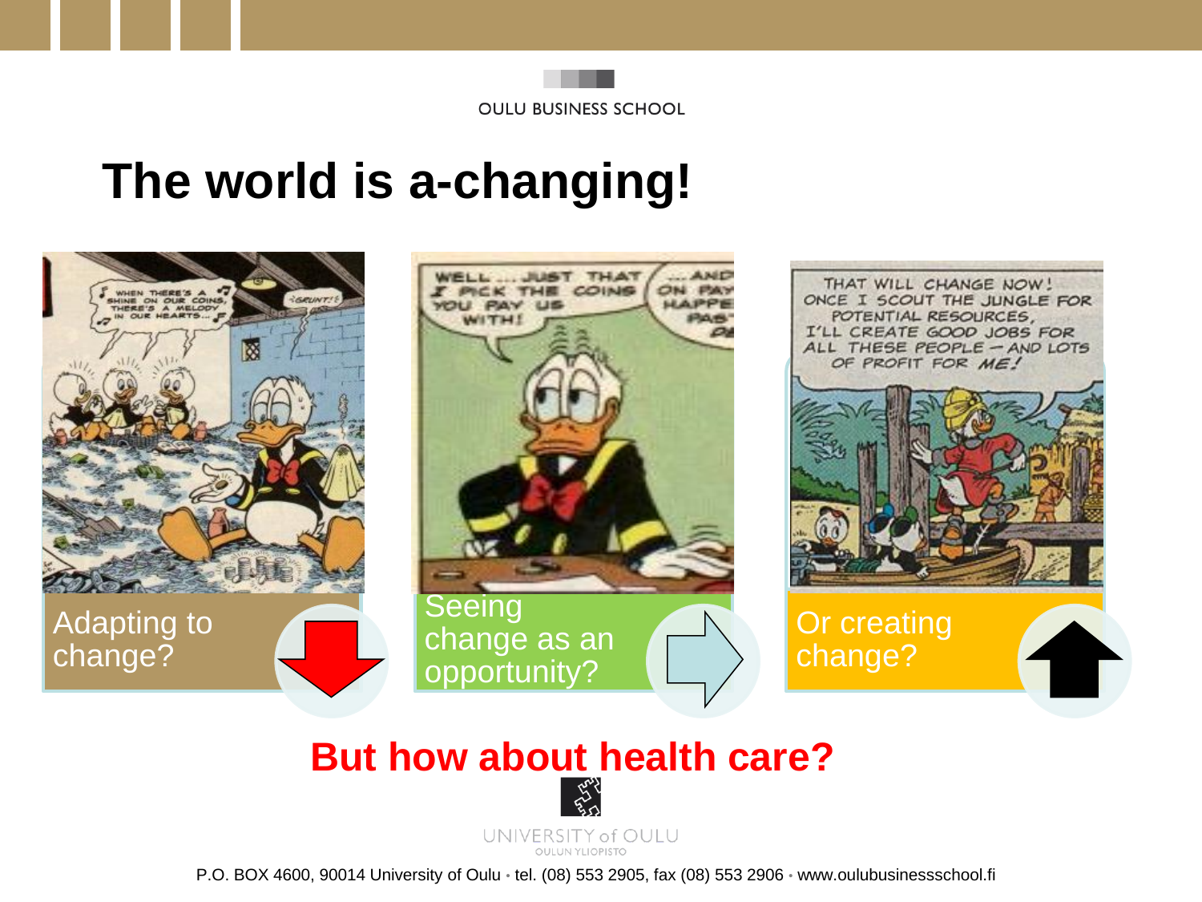# The world is a-changing!

Adapting to change?

Seeing change as an opportunity?

Or creating change?

**But how about health care?**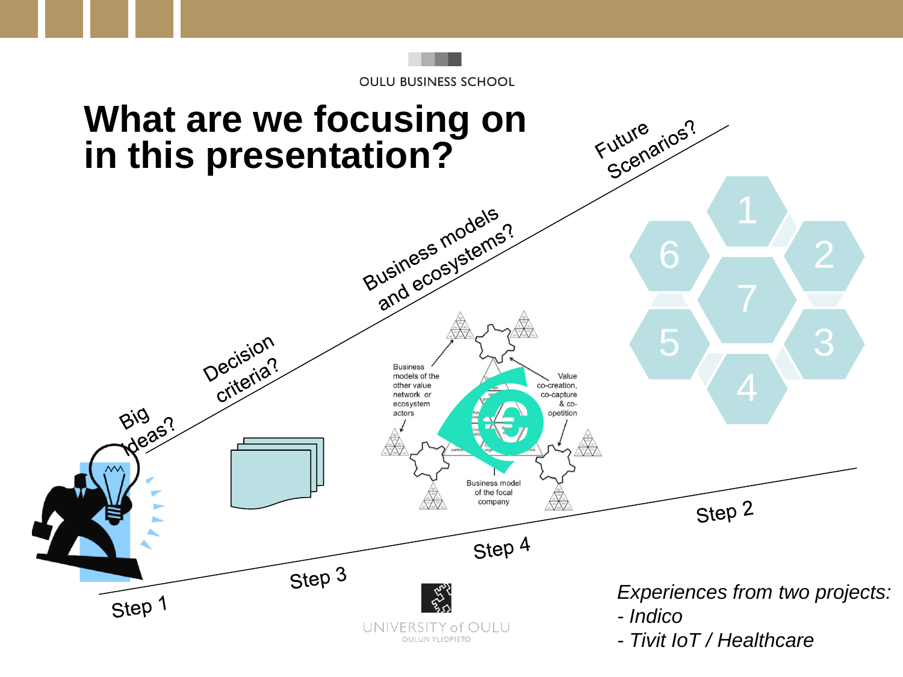OULU BUSINESS SCHOOL

# What are we focusing on in this presentation?

Big ideas?

Decision criteria?

Business models and ecosystems?

Future Scenarios?

Business models of the other value network or ecosystem actors

Value co-creation, co-capture & co-opetition

Business model of the focal company

1

2

3

4

5

6

7

Step 1

Step 3

Step 4

Step 2

*Experiences from two projects:*
*- Indico*
*- Tivit IoT / Healthcare*

UNIVERSITY of OULU
OULUN YLIOPISTO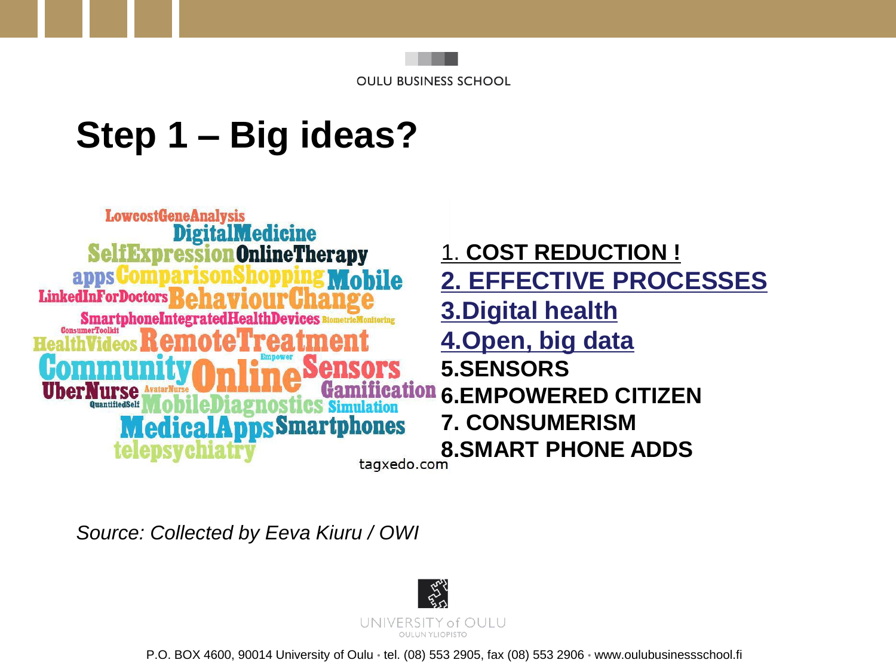# Step 1 – Big ideas?

LowcostGeneAnalysis
DigitalMedicine
SelfExpression OnlineTherapy
apps ComparisonShopping Mobile
LinkedInForDoctors BehaviourChange
SmartphoneIntegratedHealthDevices BiometricMonitoring
ConsumerToolkit
HealthVideos RemoteTreatment
Community Online Empower Sensors
UberNurse AvatarNurse Gamification
QuantifiedSelf MobileDiagnostics Simulation
MedicalApps Smartphones
telepsychiatry
tagxedo.com

1. **COST REDUCTION !**
2. **EFFECTIVE PROCESSES**
3. **Digital health**
4. **Open, big data**
5. **SENSORS**
6. **EMPOWERED CITIZEN**
7. **CONSUMERISM**
8. **SMART PHONE ADDS**

*Source: Collected by Eeva Kiuru / OWI*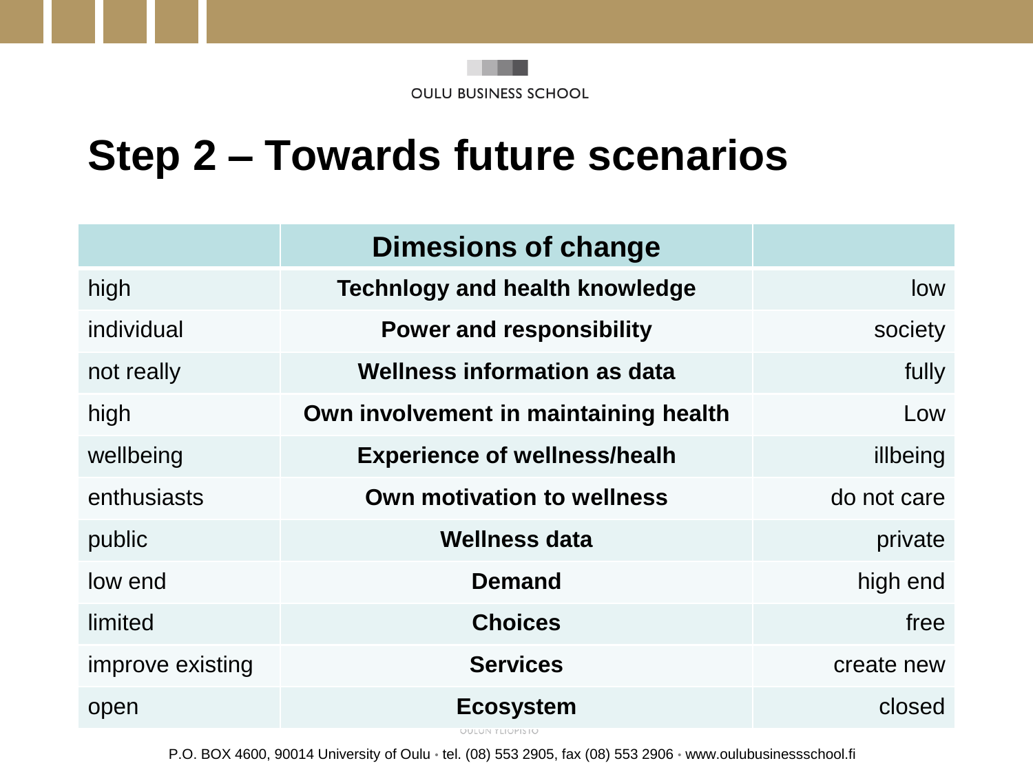# Step 2 – Towards future scenarios

| | Dimesions of change | |
|---|---|---|
| high | **Technlogy and health knowledge** | low |
| individual | **Power and responsibility** | society |
| not really | **Wellness information as data** | fully |
| high | **Own involvement in maintaining health** | Low |
| wellbeing | **Experience of wellness/healh** | illbeing |
| enthusiasts | **Own motivation to wellness** | do not care |
| public | **Wellness data** | private |
| low end | **Demand** | high end |
| limited | **Choices** | free |
| improve existing | **Services** | create new |
| open | **Ecosystem** | closed |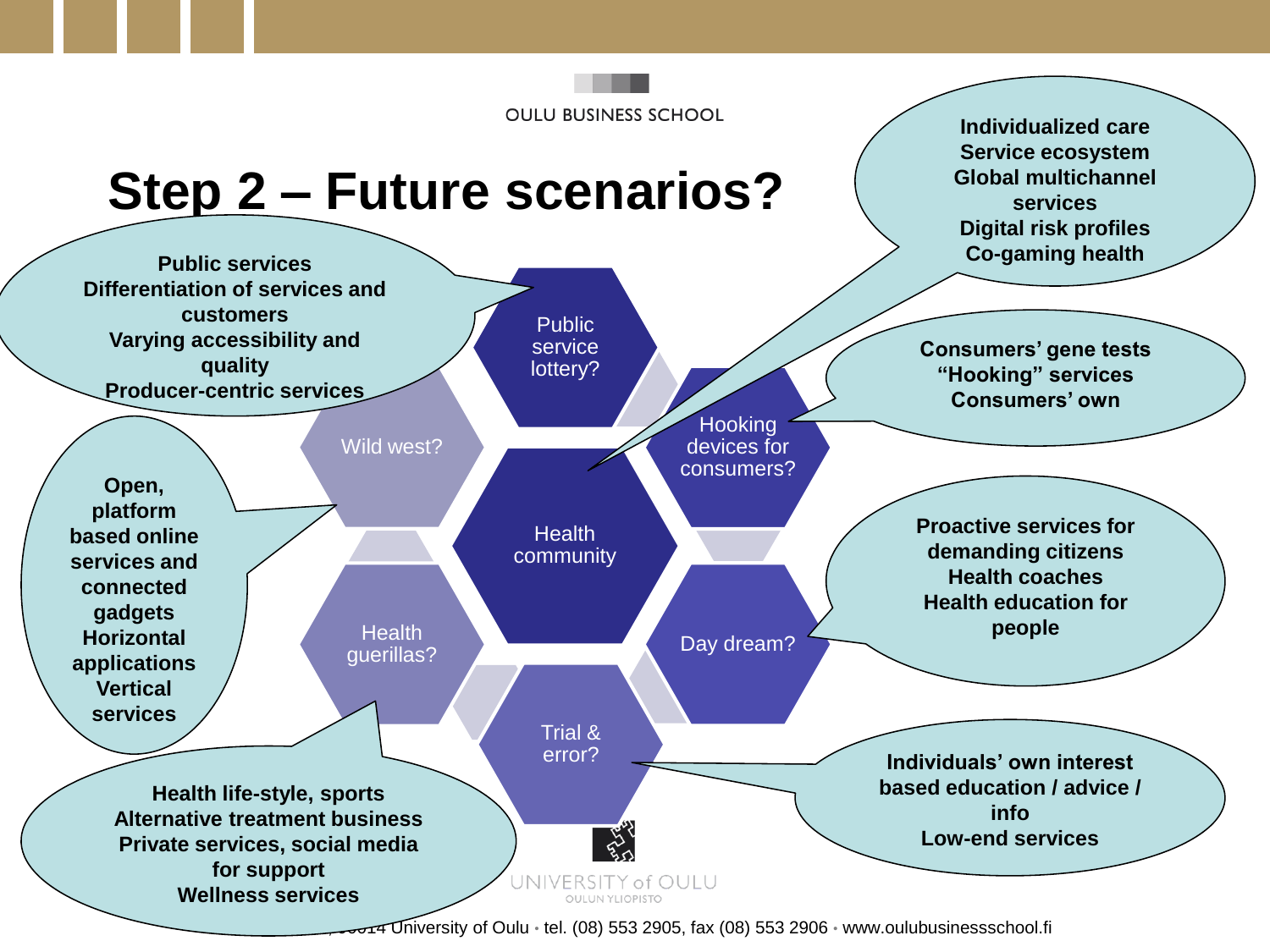OULU BUSINESS SCHOOL

# Step 2 – Future scenarios?

**Public services**
**Differentiation of services and customers**
**Varying accessibility and quality**
**Producer-centric services**

Public service lottery?

**Individualized care**
**Service ecosystem**
**Global multichannel services**
**Digital risk profiles**
**Co-gaming health**

Health community

**Consumers' gene tests**
**"Hooking" services**
**Consumers' own**

Hooking devices for consumers?

**Open, platform based online services and connected gadgets**
**Horizontal applications**
**Vertical services**

Wild west?

**Proactive services for demanding citizens**
**Health coaches**
**Health education for people**

Day dream?

Health guerillas?

**Health life-style, sports**
**Alternative treatment business**
**Private services, social media for support**
**Wellness services**

Trial & error?

**Individuals' own interest based education / advice / info**
**Low-end services**

UNIVERSITY of OULU
OULUN YLIOPISTO

…0014 University of Oulu • tel. (08) 553 2905, fax (08) 553 2906 • www.oulubusinessschool.fi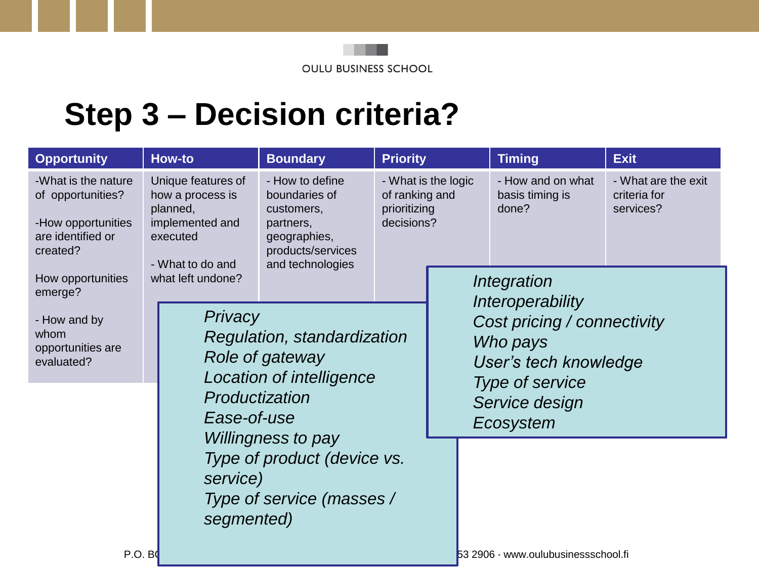# Step 3 – Decision criteria?

| Opportunity | How-to | Boundary | Priority | Timing | Exit |
|---|---|---|---|---|---|
| -What is the nature of opportunities?<br><br>-How opportunities are identified or created?<br><br>How opportunities emerge?<br><br>- How and by whom opportunities are evaluated? | Unique features of how a process is planned, implemented and executed<br><br>- What to do and what left undone? | - How to define boundaries of customers, partners, geographies, products/services and technologies | - What is the logic of ranking and prioritizing decisions? | - How and on what basis timing is done? | - What are the exit criteria for services? |

*Privacy*
*Regulation, standardization*
*Role of gateway*
*Location of intelligence*
*Productization*
*Ease-of-use*
*Willingness to pay*
*Type of product (device vs. service)*
*Type of service (masses / segmented)*

*Integration*
*Interoperability*
*Cost pricing / connectivity*
*Who pays*
*User's tech knowledge*
*Type of service*
*Service design*
*Ecosystem*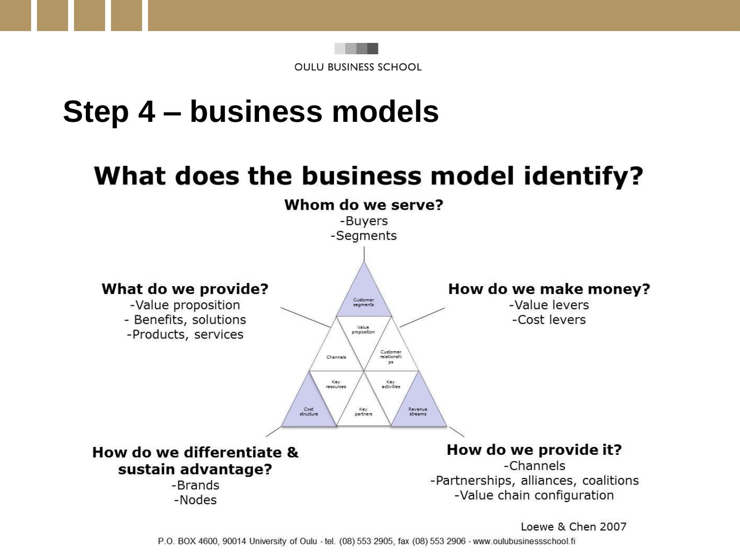# Step 4 – business models

## What does the business model identify?

**Whom do we serve?**
-Buyers
-Segments

**What do we provide?**
-Value proposition
- Benefits, solutions
-Products, services

**How do we make money?**
-Value levers
-Cost levers

Customer segments
Value proposition
Channels
Customer relationships
Key resources
Key activities
Cost structure
Key partners
Revenue streams

**How do we differentiate & sustain advantage?**
-Brands
-Nodes

**How do we provide it?**
-Channels
-Partnerships, alliances, coalitions
-Value chain configuration

Loewe & Chen 2007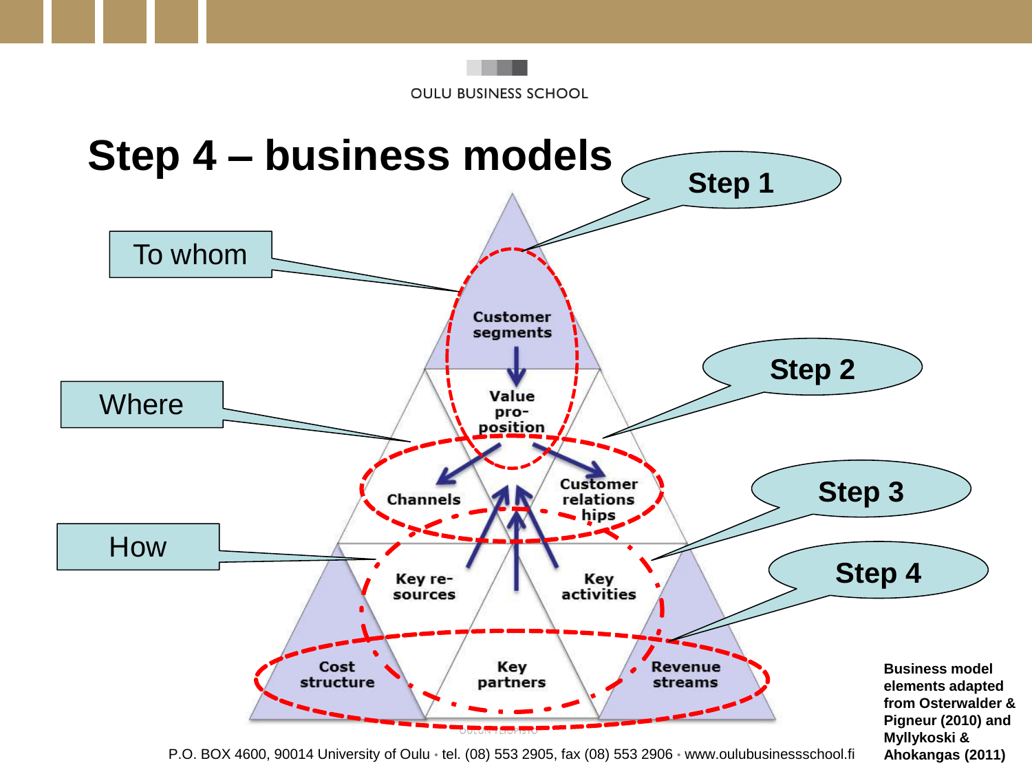# Step 4 – business models

To whom

Where

How

Step 1

Step 2

Step 3

Step 4

Customer segments

Value pro-position

Channels

Customer relations hips

Key re-sources

Key activities

Cost structure

Key partners

Revenue streams

**Business model elements adapted from Osterwalder & Pigneur (2010) and Myllykoski & Ahokangas (2011)**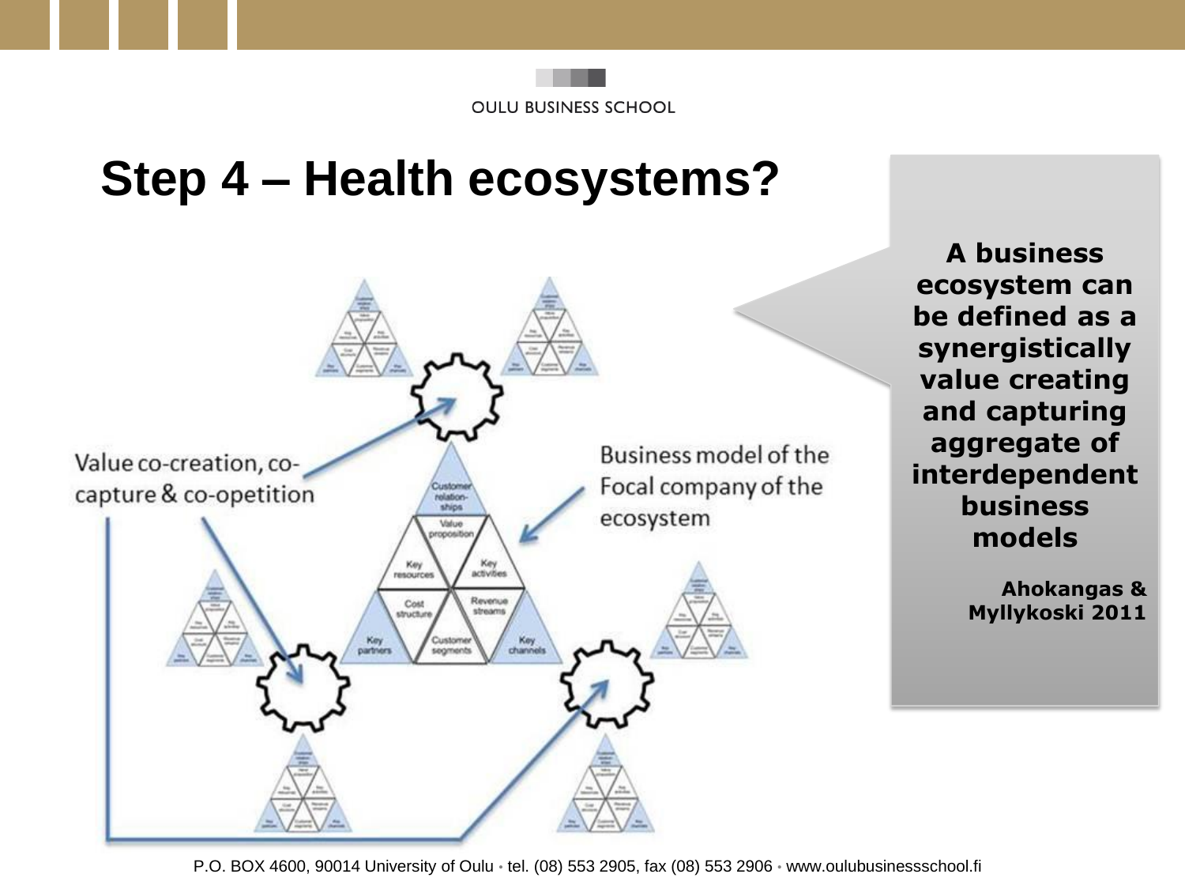# Step 4 – Health ecosystems?

Value co-creation, co-capture & co-opetition

Business model of the Focal company of the ecosystem

Customer relationships

Value proposition

Key resources

Key activities

Cost structure

Revenue streams

Key partners

Customer segments

Key channels

**A business ecosystem can be defined as a synergistically value creating and capturing aggregate of interdependent business models**

**Ahokangas & Myllykoski 2011**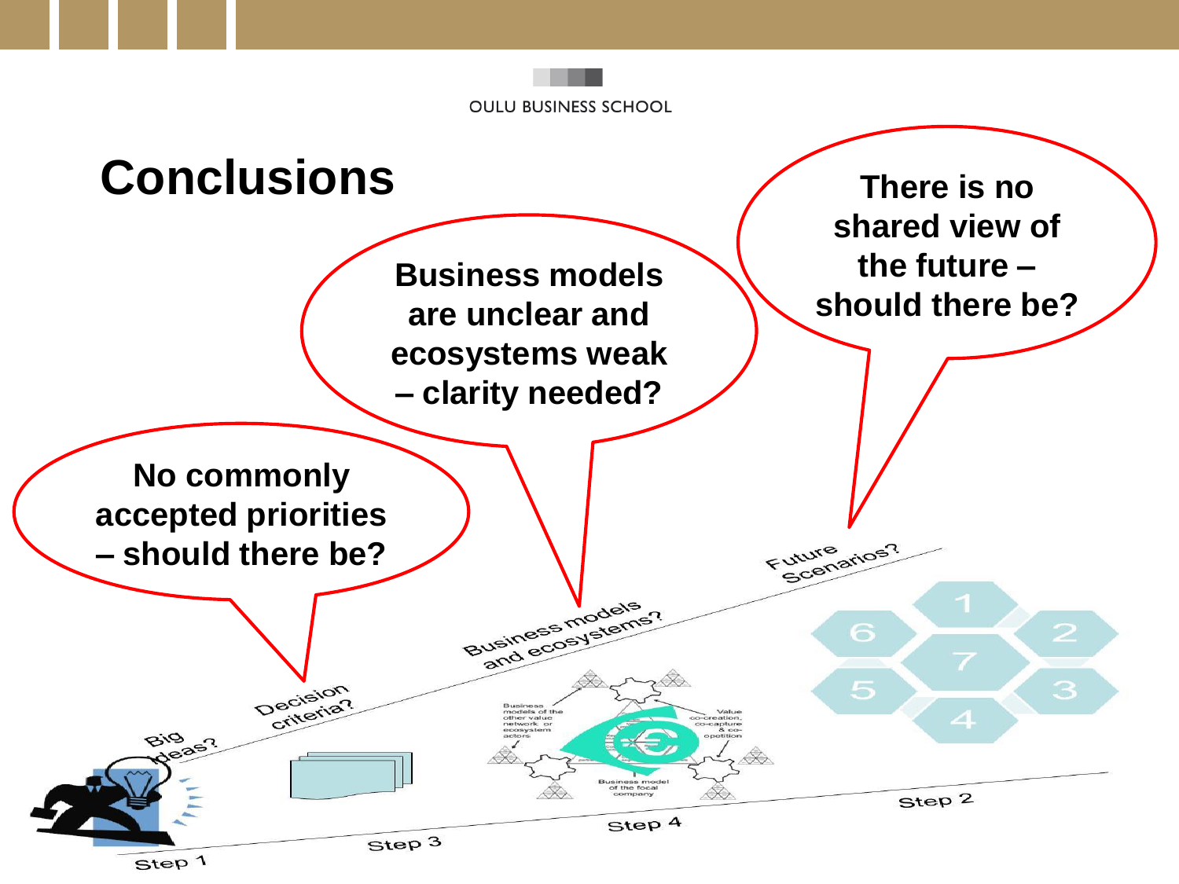# Conclusions

No commonly accepted priorities – should there be?

Business models are unclear and ecosystems weak – clarity needed?

There is no shared view of the future – should there be?

Big Ideas?

Decision criteria?

Business models and ecosystems?

Future Scenarios?

Business models of the other value network or ecosystem actors

Value co-creation, co-capture & co-opetition

Business model of the focal company

1
2
3
4
5
6
7

Step 1

Step 3

Step 4

Step 2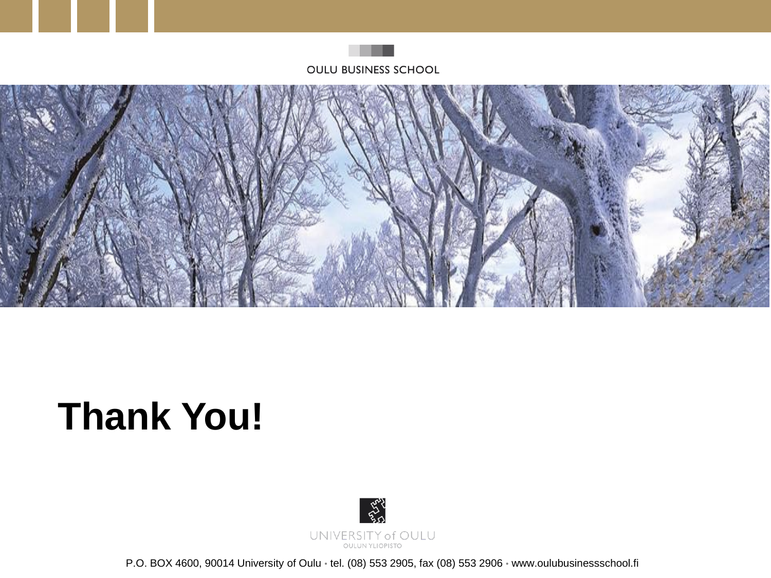OULU BUSINESS SCHOOL

# Thank You!

UNIVERSITY of OULU
OULUN YLIOPISTO

P.O. BOX 4600, 90014 University of Oulu • tel. (08) 553 2905, fax (08) 553 2906 • www.oulubusinessschool.fi